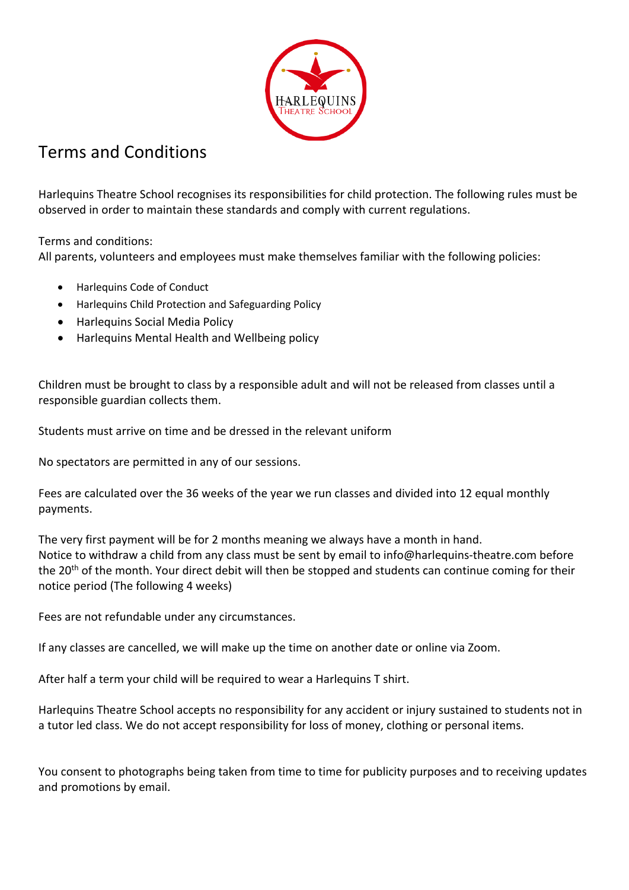# Terms and Conditions

Harlequins Theatre School recognises its responsibilities for child protection. The following rules must be observed in order to maintain these standards and comply with current regulations.

Terms and conditions:
All parents, volunteers and employees must make themselves familiar with the following policies:

- Harlequins Code of Conduct
- Harlequins Child Protection and Safeguarding Policy
- Harlequins Social Media Policy
- Harlequins Mental Health and Wellbeing policy

Children must be brought to class by a responsible adult and will not be released from classes until a responsible guardian collects them.

Students must arrive on time and be dressed in the relevant uniform

No spectators are permitted in any of our sessions.

Fees are calculated over the 36 weeks of the year we run classes and divided into 12 equal monthly payments.

The very first payment will be for 2 months meaning we always have a month in hand.
Notice to withdraw a child from any class must be sent by email to info@harlequins-theatre.com before the 20th of the month. Your direct debit will then be stopped and students can continue coming for their notice period (The following 4 weeks)

Fees are not refundable under any circumstances.

If any classes are cancelled, we will make up the time on another date or online via Zoom.

After half a term your child will be required to wear a Harlequins T shirt.

Harlequins Theatre School accepts no responsibility for any accident or injury sustained to students not in a tutor led class. We do not accept responsibility for loss of money, clothing or personal items.

You consent to photographs being taken from time to time for publicity purposes and to receiving updates and promotions by email.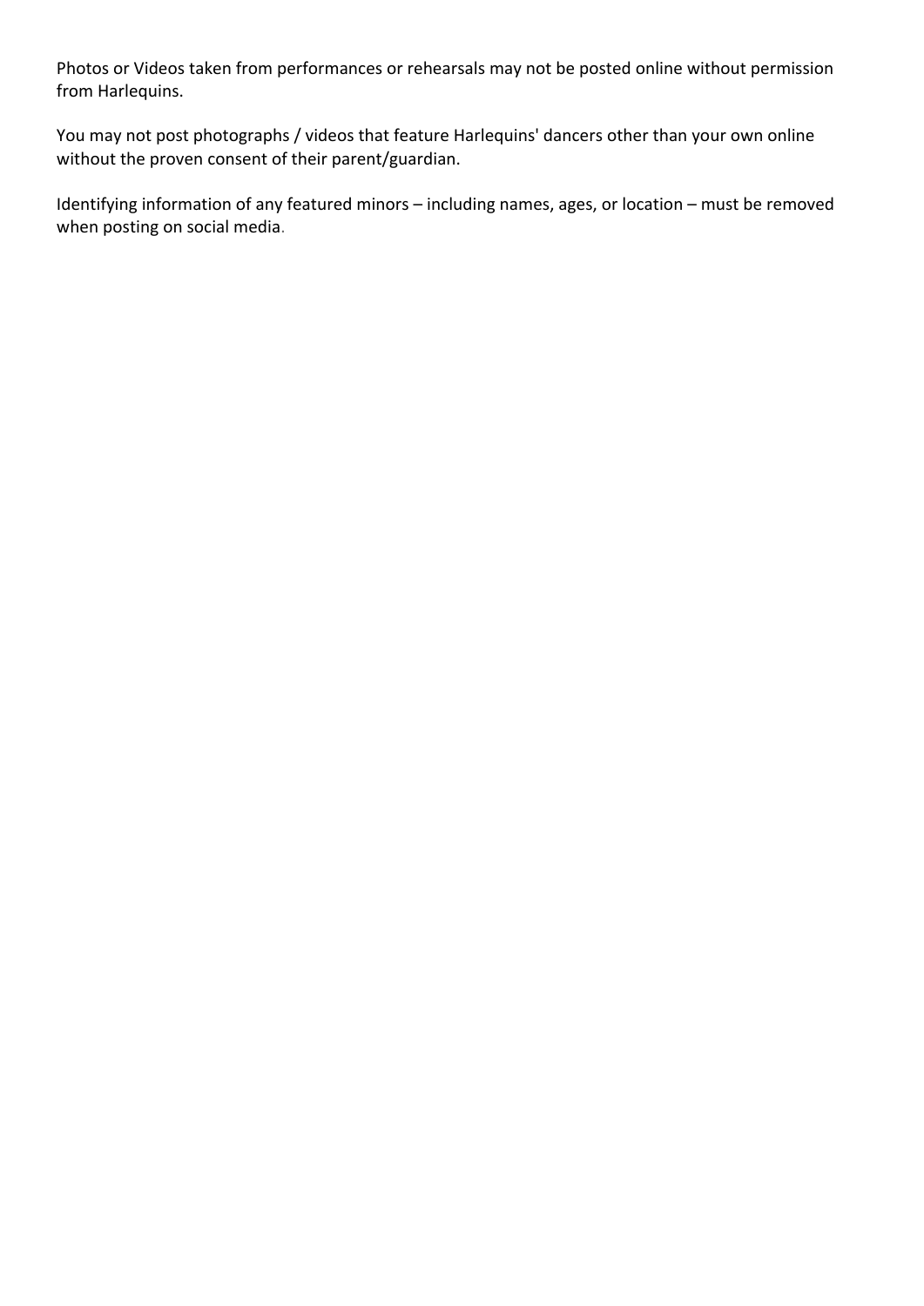Photos or Videos taken from performances or rehearsals may not be posted online without permission from Harlequins.

You may not post photographs / videos that feature Harlequins' dancers other than your own online without the proven consent of their parent/guardian.

Identifying information of any featured minors – including names, ages, or location – must be removed when posting on social media.